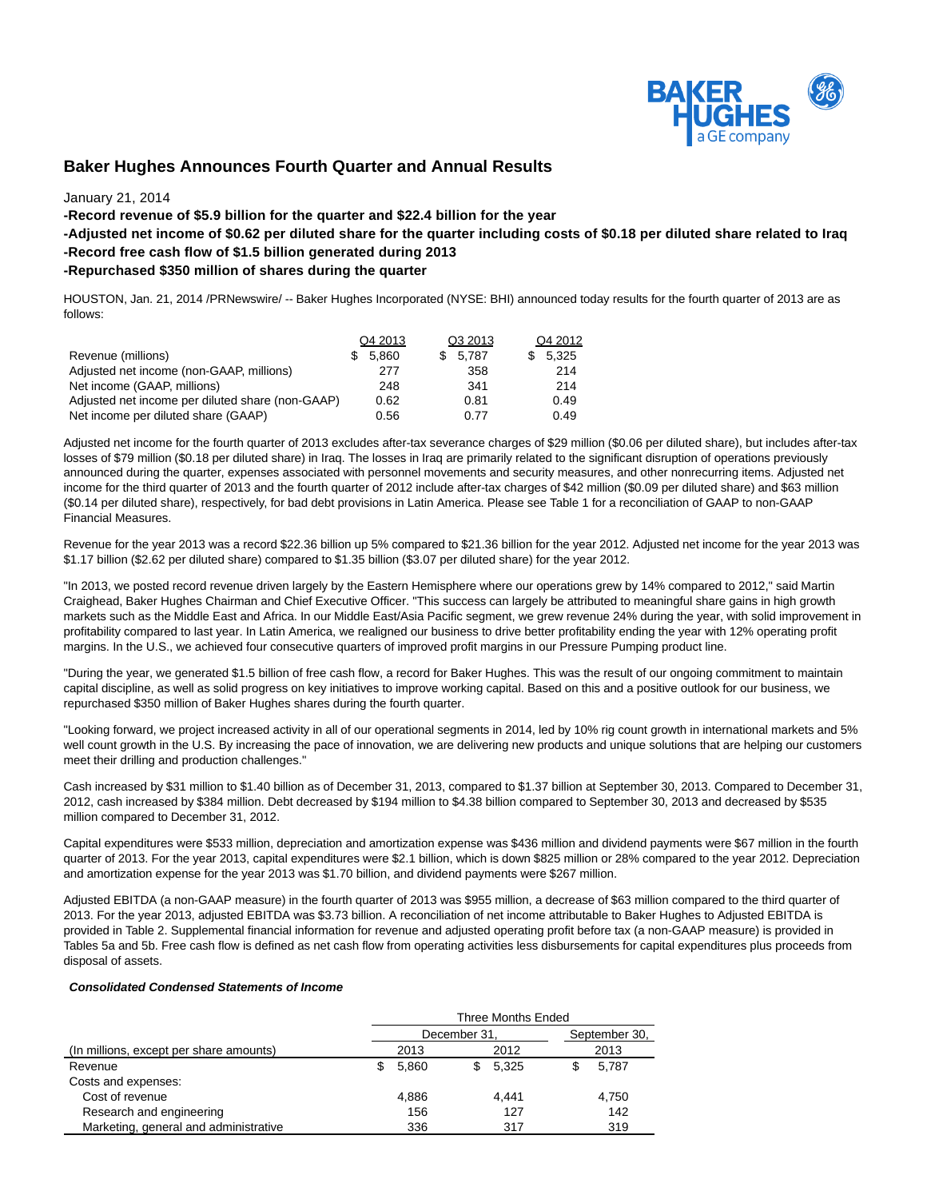# Baker Hughes Announces Fourth Quarter and Annual Results

January 21, 2014

**-Record revenue of $5.9 billion for the quarter and $22.4 billion for the year**

**-Adjusted net income of $0.62 per diluted share for the quarter including costs of $0.18 per diluted share related to Iraq**

**-Record free cash flow of $1.5 billion generated during 2013**

**-Repurchased $350 million of shares during the quarter**

HOUSTON, Jan. 21, 2014 /PRNewswire/ -- Baker Hughes Incorporated (NYSE: BHI) announced today results for the fourth quarter of 2013 are as follows:

| | Q4 2013 | Q3 2013 | Q4 2012 |
|---|---|---|---|
| Revenue (millions) | $ 5,860 | $ 5,787 | $ 5,325 |
| Adjusted net income (non-GAAP, millions) | 277 | 358 | 214 |
| Net income (GAAP, millions) | 248 | 341 | 214 |
| Adjusted net income per diluted share (non-GAAP) | 0.62 | 0.81 | 0.49 |
| Net income per diluted share (GAAP) | 0.56 | 0.77 | 0.49 |

Adjusted net income for the fourth quarter of 2013 excludes after-tax severance charges of $29 million ($0.06 per diluted share), but includes after-tax losses of $79 million ($0.18 per diluted share) in Iraq. The losses in Iraq are primarily related to the significant disruption of operations previously announced during the quarter, expenses associated with personnel movements and security measures, and other nonrecurring items. Adjusted net income for the third quarter of 2013 and the fourth quarter of 2012 include after-tax charges of $42 million ($0.09 per diluted share) and $63 million ($0.14 per diluted share), respectively, for bad debt provisions in Latin America. Please see Table 1 for a reconciliation of GAAP to non-GAAP Financial Measures.

Revenue for the year 2013 was a record $22.36 billion up 5% compared to $21.36 billion for the year 2012. Adjusted net income for the year 2013 was $1.17 billion ($2.62 per diluted share) compared to $1.35 billion ($3.07 per diluted share) for the year 2012.

"In 2013, we posted record revenue driven largely by the Eastern Hemisphere where our operations grew by 14% compared to 2012," said Martin Craighead, Baker Hughes Chairman and Chief Executive Officer. "This success can largely be attributed to meaningful share gains in high growth markets such as the Middle East and Africa. In our Middle East/Asia Pacific segment, we grew revenue 24% during the year, with solid improvement in profitability compared to last year. In Latin America, we realigned our business to drive better profitability ending the year with 12% operating profit margins. In the U.S., we achieved four consecutive quarters of improved profit margins in our Pressure Pumping product line.

"During the year, we generated $1.5 billion of free cash flow, a record for Baker Hughes. This was the result of our ongoing commitment to maintain capital discipline, as well as solid progress on key initiatives to improve working capital. Based on this and a positive outlook for our business, we repurchased $350 million of Baker Hughes shares during the fourth quarter.

"Looking forward, we project increased activity in all of our operational segments in 2014, led by 10% rig count growth in international markets and 5% well count growth in the U.S. By increasing the pace of innovation, we are delivering new products and unique solutions that are helping our customers meet their drilling and production challenges."

Cash increased by $31 million to $1.40 billion as of December 31, 2013, compared to $1.37 billion at September 30, 2013. Compared to December 31, 2012, cash increased by $384 million. Debt decreased by $194 million to $4.38 billion compared to September 30, 2013 and decreased by $535 million compared to December 31, 2012.

Capital expenditures were $533 million, depreciation and amortization expense was $436 million and dividend payments were $67 million in the fourth quarter of 2013. For the year 2013, capital expenditures were $2.1 billion, which is down $825 million or 28% compared to the year 2012. Depreciation and amortization expense for the year 2013 was $1.70 billion, and dividend payments were $267 million.

Adjusted EBITDA (a non-GAAP measure) in the fourth quarter of 2013 was $955 million, a decrease of $63 million compared to the third quarter of 2013. For the year 2013, adjusted EBITDA was $3.73 billion. A reconciliation of net income attributable to Baker Hughes to Adjusted EBITDA is provided in Table 2. Supplemental financial information for revenue and adjusted operating profit before tax (a non-GAAP measure) is provided in Tables 5a and 5b. Free cash flow is defined as net cash flow from operating activities less disbursements for capital expenditures plus proceeds from disposal of assets.

***Consolidated Condensed Statements of Income***

| | Three Months Ended | | |
|---|---|---|---|
| | December 31, | | September 30, |
| (In millions, except per share amounts) | 2013 | 2012 | 2013 |
| Revenue | $ 5,860 | $ 5,325 | $ 5,787 |
| Costs and expenses: | | | |
| Cost of revenue | 4,886 | 4,441 | 4,750 |
| Research and engineering | 156 | 127 | 142 |
| Marketing, general and administrative | 336 | 317 | 319 |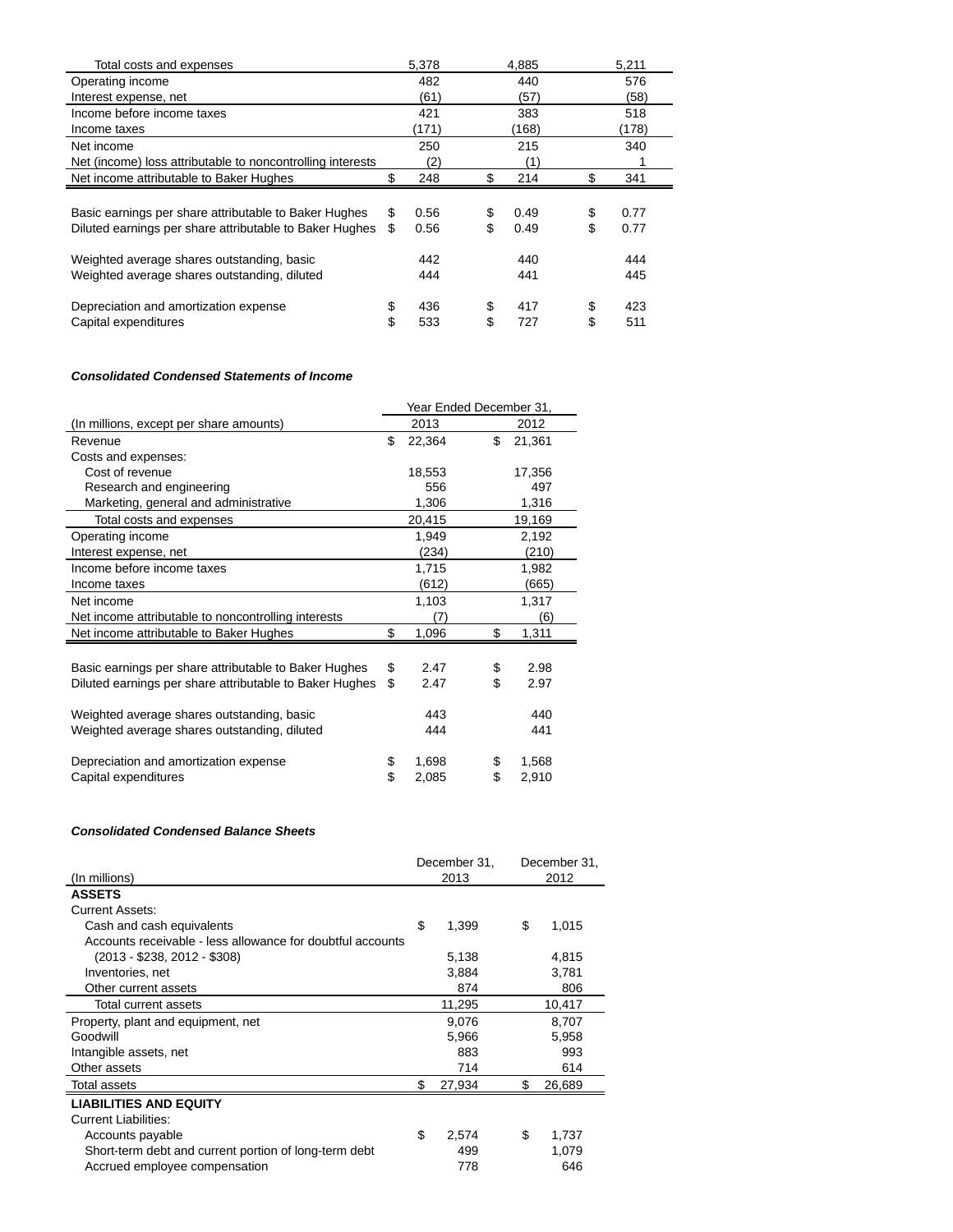| | | | |
|---|---|---|---|
| Total costs and expenses | 5,378 | 4,885 | 5,211 |
| Operating income | 482 | 440 | 576 |
| Interest expense, net | (61) | (57) | (58) |
| Income before income taxes | 421 | 383 | 518 |
| Income taxes | (171) | (168) | (178) |
| Net income | 250 | 215 | 340 |
| Net (income) loss attributable to noncontrolling interests | (2) | (1) | 1 |
| Net income attributable to Baker Hughes | $ 248 | $ 214 | $ 341 |
| | | | |
| Basic earnings per share attributable to Baker Hughes | $ 0.56 | $ 0.49 | $ 0.77 |
| Diluted earnings per share attributable to Baker Hughes | $ 0.56 | $ 0.49 | $ 0.77 |
| | | | |
| Weighted average shares outstanding, basic | 442 | 440 | 444 |
| Weighted average shares outstanding, diluted | 444 | 441 | 445 |
| | | | |
| Depreciation and amortization expense | $ 436 | $ 417 | $ 423 |
| Capital expenditures | $ 533 | $ 727 | $ 511 |

***Consolidated Condensed Statements of Income***

| | Year Ended December 31, | |
|---|---|---|
| (In millions, except per share amounts) | 2013 | 2012 |
| Revenue | $ 22,364 | $ 21,361 |
| Costs and expenses: | | |
| Cost of revenue | 18,553 | 17,356 |
| Research and engineering | 556 | 497 |
| Marketing, general and administrative | 1,306 | 1,316 |
| Total costs and expenses | 20,415 | 19,169 |
| Operating income | 1,949 | 2,192 |
| Interest expense, net | (234) | (210) |
| Income before income taxes | 1,715 | 1,982 |
| Income taxes | (612) | (665) |
| Net income | 1,103 | 1,317 |
| Net income attributable to noncontrolling interests | (7) | (6) |
| Net income attributable to Baker Hughes | $ 1,096 | $ 1,311 |
| | | |
| Basic earnings per share attributable to Baker Hughes | $ 2.47 | $ 2.98 |
| Diluted earnings per share attributable to Baker Hughes | $ 2.47 | $ 2.97 |
| | | |
| Weighted average shares outstanding, basic | 443 | 440 |
| Weighted average shares outstanding, diluted | 444 | 441 |
| | | |
| Depreciation and amortization expense | $ 1,698 | $ 1,568 |
| Capital expenditures | $ 2,085 | $ 2,910 |

***Consolidated Condensed Balance Sheets***

| (In millions) | December 31, 2013 | December 31, 2012 |
|---|---|---|
| **ASSETS** | | |
| Current Assets: | | |
| Cash and cash equivalents | $ 1,399 | $ 1,015 |
| Accounts receivable - less allowance for doubtful accounts (2013 - $238, 2012 - $308) | 5,138 | 4,815 |
| Inventories, net | 3,884 | 3,781 |
| Other current assets | 874 | 806 |
| Total current assets | 11,295 | 10,417 |
| Property, plant and equipment, net | 9,076 | 8,707 |
| Goodwill | 5,966 | 5,958 |
| Intangible assets, net | 883 | 993 |
| Other assets | 714 | 614 |
| Total assets | $ 27,934 | $ 26,689 |
| **LIABILITIES AND EQUITY** | | |
| Current Liabilities: | | |
| Accounts payable | $ 2,574 | $ 1,737 |
| Short-term debt and current portion of long-term debt | 499 | 1,079 |
| Accrued employee compensation | 778 | 646 |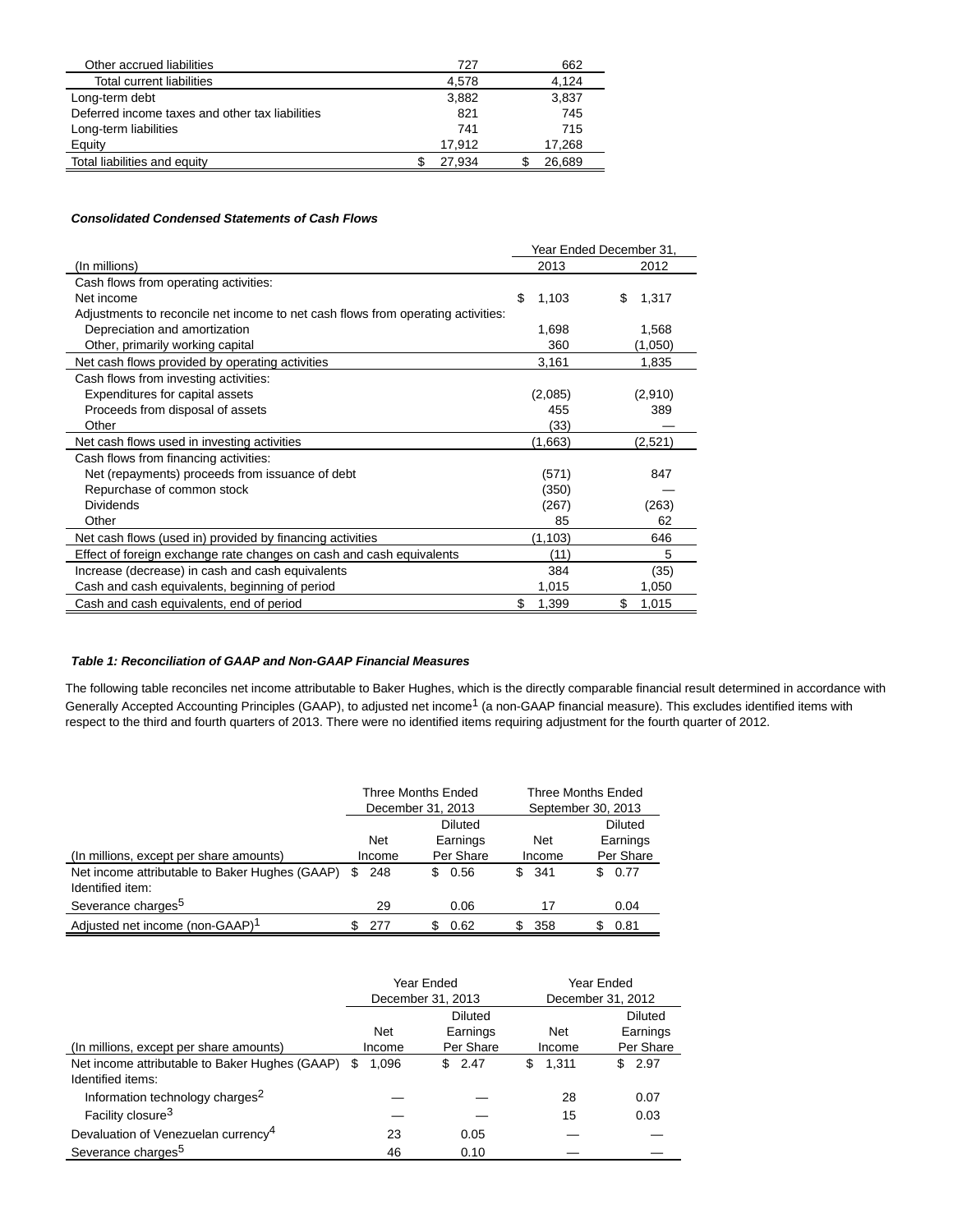| | | |
|---|---|---|
| Other accrued liabilities | 727 | 662 |
| Total current liabilities | 4,578 | 4,124 |
| Long-term debt | 3,882 | 3,837 |
| Deferred income taxes and other tax liabilities | 821 | 745 |
| Long-term liabilities | 741 | 715 |
| Equity | 17,912 | 17,268 |
| Total liabilities and equity | $ 27,934 | $ 26,689 |

***Consolidated Condensed Statements of Cash Flows***

| | Year Ended December 31, | |
|---|---|---|
| (In millions) | 2013 | 2012 |
| Cash flows from operating activities: | | |
| Net income | $ 1,103 | $ 1,317 |
| Adjustments to reconcile net income to net cash flows from operating activities: | | |
| Depreciation and amortization | 1,698 | 1,568 |
| Other, primarily working capital | 360 | (1,050) |
| Net cash flows provided by operating activities | 3,161 | 1,835 |
| Cash flows from investing activities: | | |
| Expenditures for capital assets | (2,085) | (2,910) |
| Proceeds from disposal of assets | 455 | 389 |
| Other | (33) | — |
| Net cash flows used in investing activities | (1,663) | (2,521) |
| Cash flows from financing activities: | | |
| Net (repayments) proceeds from issuance of debt | (571) | 847 |
| Repurchase of common stock | (350) | — |
| Dividends | (267) | (263) |
| Other | 85 | 62 |
| Net cash flows (used in) provided by financing activities | (1,103) | 646 |
| Effect of foreign exchange rate changes on cash and cash equivalents | (11) | 5 |
| Increase (decrease) in cash and cash equivalents | 384 | (35) |
| Cash and cash equivalents, beginning of period | 1,015 | 1,050 |
| Cash and cash equivalents, end of period | $ 1,399 | $ 1,015 |

***Table 1: Reconciliation of GAAP and Non-GAAP Financial Measures***

The following table reconciles net income attributable to Baker Hughes, which is the directly comparable financial result determined in accordance with Generally Accepted Accounting Principles (GAAP), to adjusted net income[1] (a non-GAAP financial measure). This excludes identified items with respect to the third and fourth quarters of 2013. There were no identified items requiring adjustment for the fourth quarter of 2012.

| | Three Months Ended December 31, 2013 | | Three Months Ended September 30, 2013 | |
|---|---|---|---|---|
| (In millions, except per share amounts) | Net Income | Diluted Earnings Per Share | Net Income | Diluted Earnings Per Share |
| Net income attributable to Baker Hughes (GAAP) | $ 248 | $ 0.56 | $ 341 | $ 0.77 |
| Identified item: | | | | |
| Severance charges[5] | 29 | 0.06 | 17 | 0.04 |
| Adjusted net income (non-GAAP)[1] | $ 277 | $ 0.62 | $ 358 | $ 0.81 |

| | Year Ended December 31, 2013 | | Year Ended December 31, 2012 | |
|---|---|---|---|---|
| (In millions, except per share amounts) | Net Income | Diluted Earnings Per Share | Net Income | Diluted Earnings Per Share |
| Net income attributable to Baker Hughes (GAAP) | $ 1,096 | $ 2.47 | $ 1,311 | $ 2.97 |
| Identified items: | | | | |
| Information technology charges[2] | — | — | 28 | 0.07 |
| Facility closure[3] | — | — | 15 | 0.03 |
| Devaluation of Venezuelan currency[4] | 23 | 0.05 | — | — |
| Severance charges[5] | 46 | 0.10 | — | — |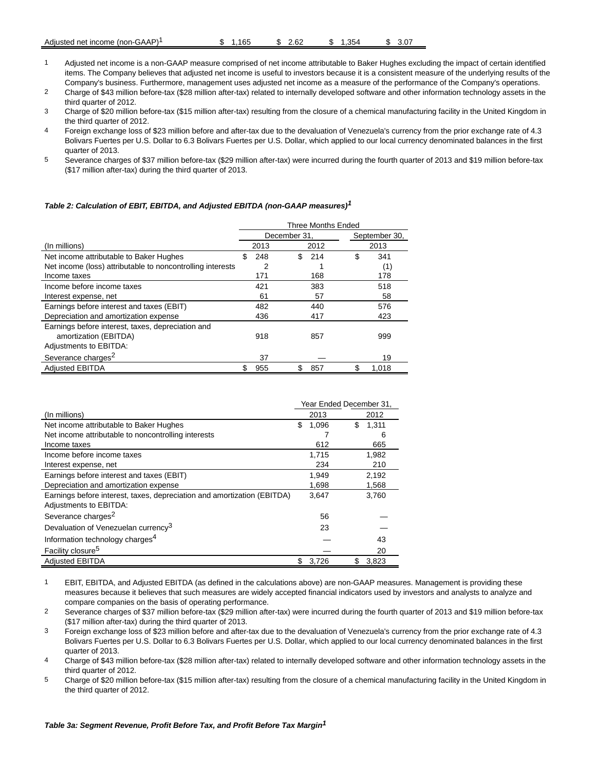| Adjusted net income (non-GAAP)[1] | $ 1,165 | $ 2.62 | $ 1,354 | $ 3.07 |
|---|---|---|---|---|

1 Adjusted net income is a non-GAAP measure comprised of net income attributable to Baker Hughes excluding the impact of certain identified items. The Company believes that adjusted net income is useful to investors because it is a consistent measure of the underlying results of the Company's business. Furthermore, management uses adjusted net income as a measure of the performance of the Company's operations.

2 Charge of $43 million before-tax ($28 million after-tax) related to internally developed software and other information technology assets in the third quarter of 2012.

3 Charge of $20 million before-tax ($15 million after-tax) resulting from the closure of a chemical manufacturing facility in the United Kingdom in the third quarter of 2012.

4 Foreign exchange loss of $23 million before and after-tax due to the devaluation of Venezuela's currency from the prior exchange rate of 4.3 Bolivars Fuertes per U.S. Dollar to 6.3 Bolivars Fuertes per U.S. Dollar, which applied to our local currency denominated balances in the first quarter of 2013.

5 Severance charges of $37 million before-tax ($29 million after-tax) were incurred during the fourth quarter of 2013 and $19 million before-tax ($17 million after-tax) during the third quarter of 2013.

***Table 2: Calculation of EBIT, EBITDA, and Adjusted EBITDA (non-GAAP measures)[1]***

| | Three Months Ended | | |
|---|---|---|---|
| | December 31, | | September 30, |
| (In millions) | 2013 | 2012 | 2013 |
| Net income attributable to Baker Hughes | $ 248 | $ 214 | $ 341 |
| Net income (loss) attributable to noncontrolling interests | 2 | 1 | (1) |
| Income taxes | 171 | 168 | 178 |
| Income before income taxes | 421 | 383 | 518 |
| Interest expense, net | 61 | 57 | 58 |
| Earnings before interest and taxes (EBIT) | 482 | 440 | 576 |
| Depreciation and amortization expense | 436 | 417 | 423 |
| Earnings before interest, taxes, depreciation and amortization (EBITDA) | 918 | 857 | 999 |
| Adjustments to EBITDA: | | | |
| Severance charges[2] | 37 | — | 19 |
| Adjusted EBITDA | $ 955 | $ 857 | $ 1,018 |

| | Year Ended December 31, | |
|---|---|---|
| (In millions) | 2013 | 2012 |
| Net income attributable to Baker Hughes | $ 1,096 | $ 1,311 |
| Net income attributable to noncontrolling interests | 7 | 6 |
| Income taxes | 612 | 665 |
| Income before income taxes | 1,715 | 1,982 |
| Interest expense, net | 234 | 210 |
| Earnings before interest and taxes (EBIT) | 1,949 | 2,192 |
| Depreciation and amortization expense | 1,698 | 1,568 |
| Earnings before interest, taxes, depreciation and amortization (EBITDA) | 3,647 | 3,760 |
| Adjustments to EBITDA: | | |
| Severance charges[2] | 56 | — |
| Devaluation of Venezuelan currency[3] | 23 | — |
| Information technology charges[4] | — | 43 |
| Facility closure[5] | — | 20 |
| Adjusted EBITDA | $ 3,726 | $ 3,823 |

1 EBIT, EBITDA, and Adjusted EBITDA (as defined in the calculations above) are non-GAAP measures. Management is providing these measures because it believes that such measures are widely accepted financial indicators used by investors and analysts to analyze and compare companies on the basis of operating performance.

2 Severance charges of $37 million before-tax ($29 million after-tax) were incurred during the fourth quarter of 2013 and $19 million before-tax ($17 million after-tax) during the third quarter of 2013.

3 Foreign exchange loss of $23 million before and after-tax due to the devaluation of Venezuela's currency from the prior exchange rate of 4.3 Bolivars Fuertes per U.S. Dollar to 6.3 Bolivars Fuertes per U.S. Dollar, which applied to our local currency denominated balances in the first quarter of 2013.

4 Charge of $43 million before-tax ($28 million after-tax) related to internally developed software and other information technology assets in the third quarter of 2012.

5 Charge of $20 million before-tax ($15 million after-tax) resulting from the closure of a chemical manufacturing facility in the United Kingdom in the third quarter of 2012.

***Table 3a: Segment Revenue, Profit Before Tax, and Profit Before Tax Margin[1]***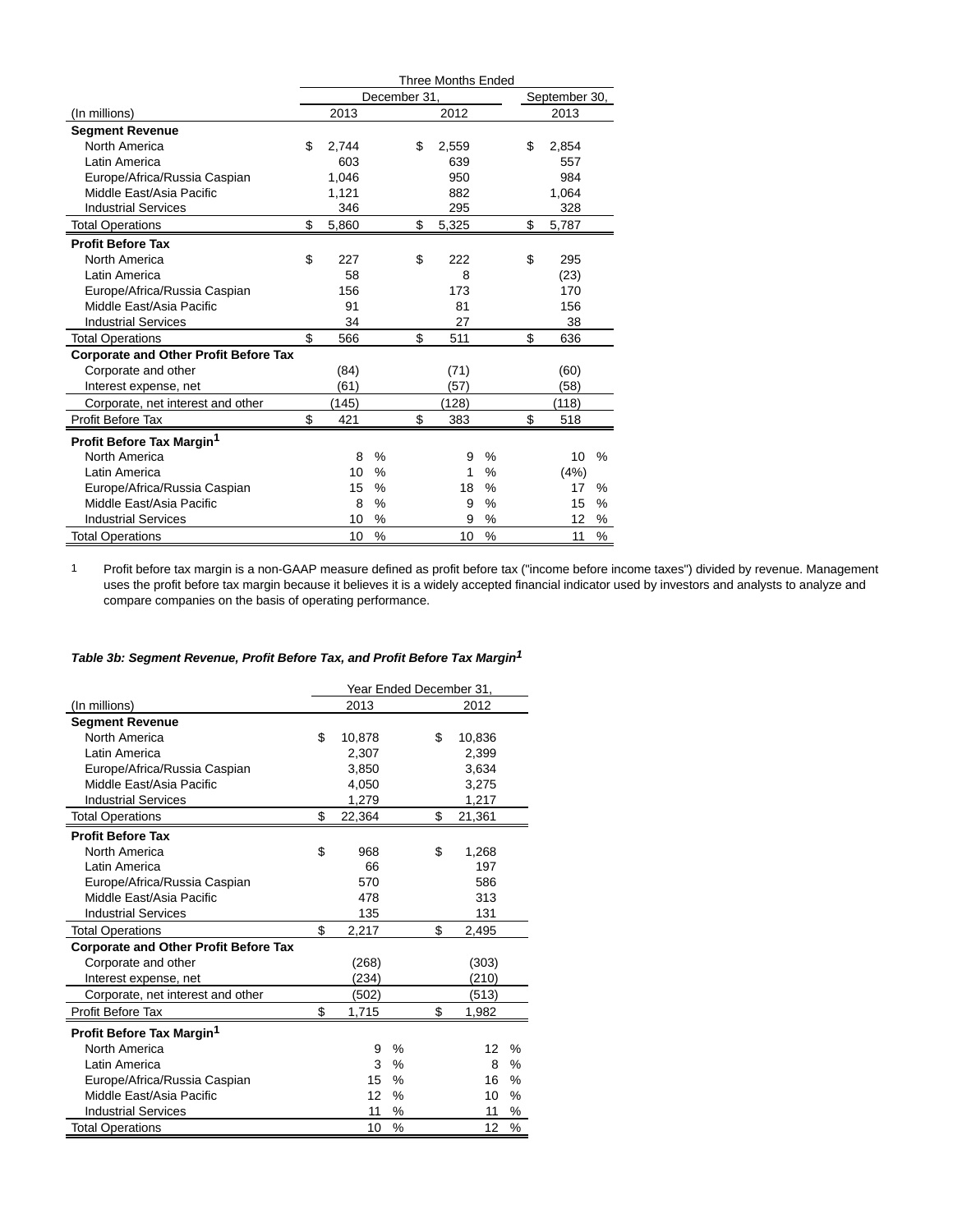| (In millions) | Three Months Ended December 31, 2013 | Three Months Ended December 31, 2012 | Three Months Ended September 30, 2013 |
|---|---|---|---|
| **Segment Revenue** | | | |
| North America | $ 2,744 | $ 2,559 | $ 2,854 |
| Latin America | 603 | 639 | 557 |
| Europe/Africa/Russia Caspian | 1,046 | 950 | 984 |
| Middle East/Asia Pacific | 1,121 | 882 | 1,064 |
| Industrial Services | 346 | 295 | 328 |
| Total Operations | $ 5,860 | $ 5,325 | $ 5,787 |
| **Profit Before Tax** | | | |
| North America | $ 227 | $ 222 | $ 295 |
| Latin America | 58 | 8 | (23) |
| Europe/Africa/Russia Caspian | 156 | 173 | 170 |
| Middle East/Asia Pacific | 91 | 81 | 156 |
| Industrial Services | 34 | 27 | 38 |
| Total Operations | $ 566 | $ 511 | $ 636 |
| **Corporate and Other Profit Before Tax** | | | |
| Corporate and other | (84) | (71) | (60) |
| Interest expense, net | (61) | (57) | (58) |
| Corporate, net interest and other | (145) | (128) | (118) |
| Profit Before Tax | $ 421 | $ 383 | $ 518 |
| **Profit Before Tax Margin[1]** | | | |
| North America | 8 % | 9 % | 10 % |
| Latin America | 10 % | 1 % | (4%) |
| Europe/Africa/Russia Caspian | 15 % | 18 % | 17 % |
| Middle East/Asia Pacific | 8 % | 9 % | 15 % |
| Industrial Services | 10 % | 9 % | 12 % |
| Total Operations | 10 % | 10 % | 11 % |

1 Profit before tax margin is a non-GAAP measure defined as profit before tax ("income before income taxes") divided by revenue. Management uses the profit before tax margin because it believes it is a widely accepted financial indicator used by investors and analysts to analyze and compare companies on the basis of operating performance.

***Table 3b: Segment Revenue, Profit Before Tax, and Profit Before Tax Margin[1]***

| (In millions) | Year Ended December 31, 2013 | Year Ended December 31, 2012 |
|---|---|---|
| **Segment Revenue** | | |
| North America | $ 10,878 | $ 10,836 |
| Latin America | 2,307 | 2,399 |
| Europe/Africa/Russia Caspian | 3,850 | 3,634 |
| Middle East/Asia Pacific | 4,050 | 3,275 |
| Industrial Services | 1,279 | 1,217 |
| Total Operations | $ 22,364 | $ 21,361 |
| **Profit Before Tax** | | |
| North America | $ 968 | $ 1,268 |
| Latin America | 66 | 197 |
| Europe/Africa/Russia Caspian | 570 | 586 |
| Middle East/Asia Pacific | 478 | 313 |
| Industrial Services | 135 | 131 |
| Total Operations | $ 2,217 | $ 2,495 |
| **Corporate and Other Profit Before Tax** | | |
| Corporate and other | (268) | (303) |
| Interest expense, net | (234) | (210) |
| Corporate, net interest and other | (502) | (513) |
| Profit Before Tax | $ 1,715 | $ 1,982 |
| **Profit Before Tax Margin[1]** | | |
| North America | 9 % | 12 % |
| Latin America | 3 % | 8 % |
| Europe/Africa/Russia Caspian | 15 % | 16 % |
| Middle East/Asia Pacific | 12 % | 10 % |
| Industrial Services | 11 % | 11 % |
| Total Operations | 10 % | 12 % |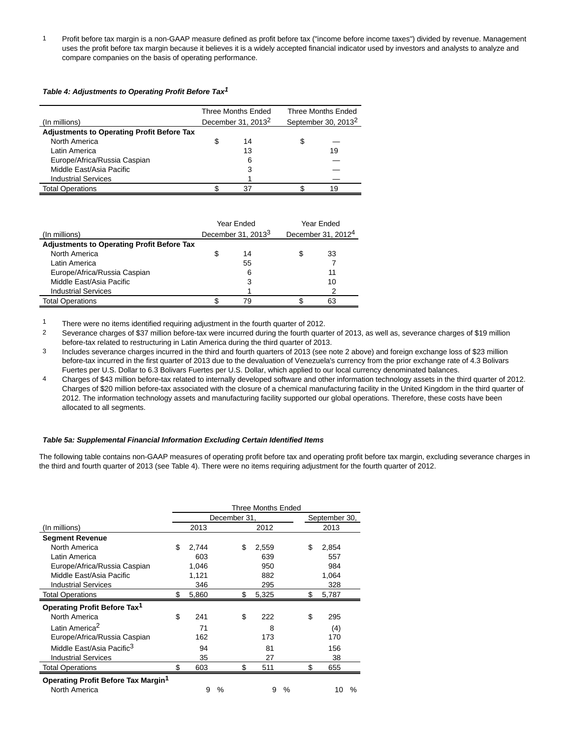1 Profit before tax margin is a non-GAAP measure defined as profit before tax ("income before income taxes") divided by revenue. Management uses the profit before tax margin because it believes it is a widely accepted financial indicator used by investors and analysts to analyze and compare companies on the basis of operating performance.

***Table 4: Adjustments to Operating Profit Before Tax[1]***

| (In millions) | Three Months Ended December 31, 2013[2] | Three Months Ended September 30, 2013[2] |
|---|---|---|
| **Adjustments to Operating Profit Before Tax** | | |
| North America | $ 14 | $ — |
| Latin America | 13 | 19 |
| Europe/Africa/Russia Caspian | 6 | — |
| Middle East/Asia Pacific | 3 | — |
| Industrial Services | 1 | — |
| Total Operations | $ 37 | $ 19 |

| (In millions) | Year Ended December 31, 2013[3] | Year Ended December 31, 2012[4] |
|---|---|---|
| **Adjustments to Operating Profit Before Tax** | | |
| North America | $ 14 | $ 33 |
| Latin America | 55 | 7 |
| Europe/Africa/Russia Caspian | 6 | 11 |
| Middle East/Asia Pacific | 3 | 10 |
| Industrial Services | 1 | 2 |
| Total Operations | $ 79 | $ 63 |

1 There were no items identified requiring adjustment in the fourth quarter of 2012.

2 Severance charges of $37 million before-tax were incurred during the fourth quarter of 2013, as well as, severance charges of $19 million before-tax related to restructuring in Latin America during the third quarter of 2013.

3 Includes severance charges incurred in the third and fourth quarters of 2013 (see note 2 above) and foreign exchange loss of $23 million before-tax incurred in the first quarter of 2013 due to the devaluation of Venezuela's currency from the prior exchange rate of 4.3 Bolivars Fuertes per U.S. Dollar to 6.3 Bolivars Fuertes per U.S. Dollar, which applied to our local currency denominated balances.

4 Charges of $43 million before-tax related to internally developed software and other information technology assets in the third quarter of 2012. Charges of $20 million before-tax associated with the closure of a chemical manufacturing facility in the United Kingdom in the third quarter of 2012. The information technology assets and manufacturing facility supported our global operations. Therefore, these costs have been allocated to all segments.

***Table 5a: Supplemental Financial Information Excluding Certain Identified Items***

The following table contains non-GAAP measures of operating profit before tax and operating profit before tax margin, excluding severance charges in the third and fourth quarter of 2013 (see Table 4). There were no items requiring adjustment for the fourth quarter of 2012.

| | Three Months Ended | | |
|---|---|---|---|
| | December 31, | | September 30, |
| (In millions) | 2013 | 2012 | 2013 |
| **Segment Revenue** | | | |
| North America | $ 2,744 | $ 2,559 | $ 2,854 |
| Latin America | 603 | 639 | 557 |
| Europe/Africa/Russia Caspian | 1,046 | 950 | 984 |
| Middle East/Asia Pacific | 1,121 | 882 | 1,064 |
| Industrial Services | 346 | 295 | 328 |
| Total Operations | $ 5,860 | $ 5,325 | $ 5,787 |
| **Operating Profit Before Tax[1]** | | | |
| North America | $ 241 | $ 222 | $ 295 |
| Latin America[2] | 71 | 8 | (4) |
| Europe/Africa/Russia Caspian | 162 | 173 | 170 |
| Middle East/Asia Pacific[3] | 94 | 81 | 156 |
| Industrial Services | 35 | 27 | 38 |
| Total Operations | $ 603 | $ 511 | $ 655 |
| **Operating Profit Before Tax Margin[1]** | | | |
| North America | 9 % | 9 % | 10 % |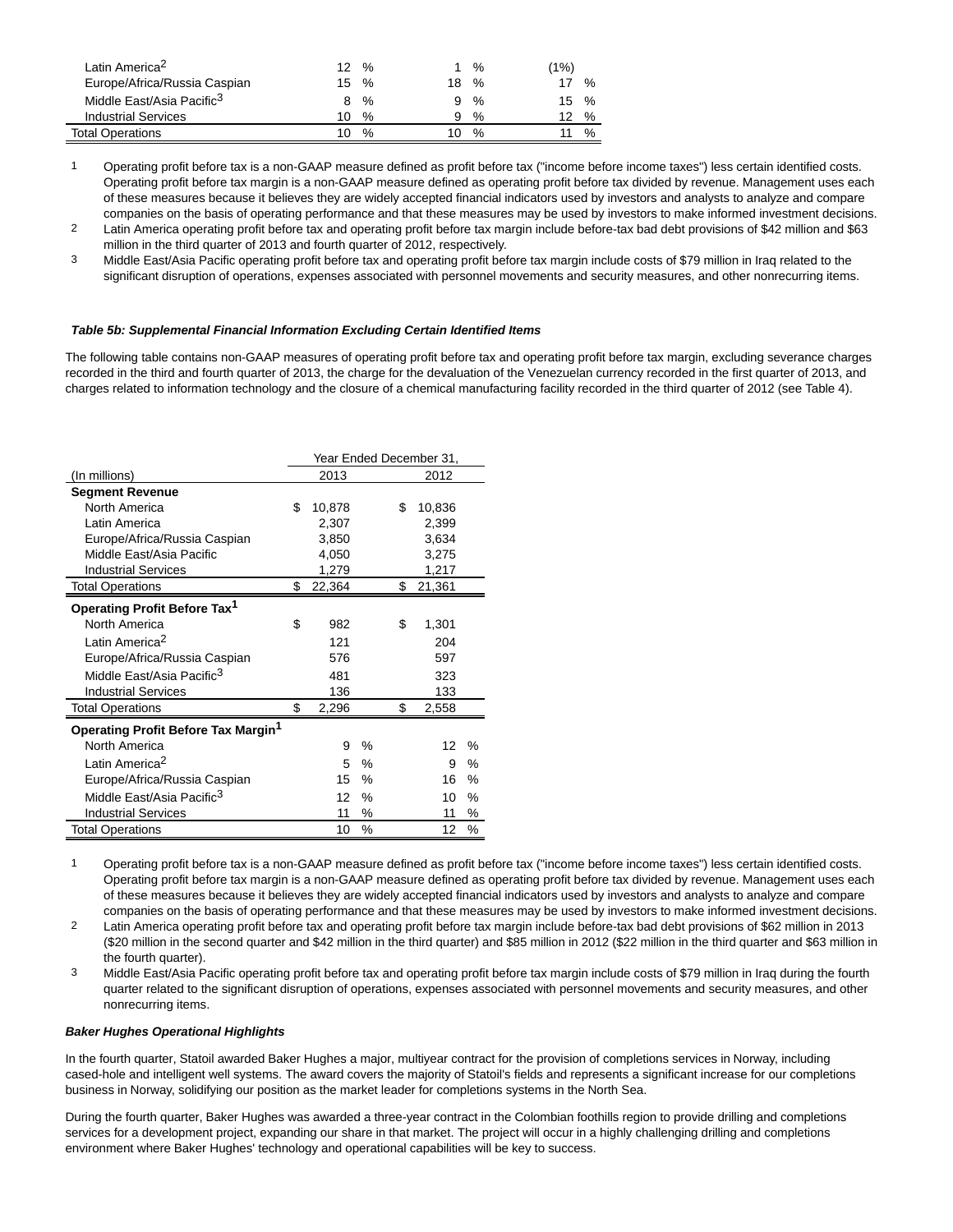| | | | |
|---|---|---|---|
| Latin America[2] | 12 % | 1 % | (1%) |
| Europe/Africa/Russia Caspian | 15 % | 18 % | 17 % |
| Middle East/Asia Pacific[3] | 8 % | 9 % | 15 % |
| Industrial Services | 10 % | 9 % | 12 % |
| Total Operations | 10 % | 10 % | 11 % |

1 Operating profit before tax is a non-GAAP measure defined as profit before tax ("income before income taxes") less certain identified costs. Operating profit before tax margin is a non-GAAP measure defined as operating profit before tax divided by revenue. Management uses each of these measures because it believes they are widely accepted financial indicators used by investors and analysts to analyze and compare companies on the basis of operating performance and that these measures may be used by investors to make informed investment decisions.

2 Latin America operating profit before tax and operating profit before tax margin include before-tax bad debt provisions of $42 million and $63 million in the third quarter of 2013 and fourth quarter of 2012, respectively.

3 Middle East/Asia Pacific operating profit before tax and operating profit before tax margin include costs of $79 million in Iraq related to the significant disruption of operations, expenses associated with personnel movements and security measures, and other nonrecurring items.

***Table 5b: Supplemental Financial Information Excluding Certain Identified Items***

The following table contains non-GAAP measures of operating profit before tax and operating profit before tax margin, excluding severance charges recorded in the third and fourth quarter of 2013, the charge for the devaluation of the Venezuelan currency recorded in the first quarter of 2013, and charges related to information technology and the closure of a chemical manufacturing facility recorded in the third quarter of 2012 (see Table 4).

| | Year Ended December 31, | |
|---|---|---|
| (In millions) | 2013 | 2012 |
| **Segment Revenue** | | |
| North America | $ 10,878 | $ 10,836 |
| Latin America | 2,307 | 2,399 |
| Europe/Africa/Russia Caspian | 3,850 | 3,634 |
| Middle East/Asia Pacific | 4,050 | 3,275 |
| Industrial Services | 1,279 | 1,217 |
| Total Operations | $ 22,364 | $ 21,361 |
| **Operating Profit Before Tax[1]** | | |
| North America | $ 982 | $ 1,301 |
| Latin America[2] | 121 | 204 |
| Europe/Africa/Russia Caspian | 576 | 597 |
| Middle East/Asia Pacific[3] | 481 | 323 |
| Industrial Services | 136 | 133 |
| Total Operations | $ 2,296 | $ 2,558 |
| **Operating Profit Before Tax Margin[1]** | | |
| North America | 9 % | 12 % |
| Latin America[2] | 5 % | 9 % |
| Europe/Africa/Russia Caspian | 15 % | 16 % |
| Middle East/Asia Pacific[3] | 12 % | 10 % |
| Industrial Services | 11 % | 11 % |
| Total Operations | 10 % | 12 % |

1 Operating profit before tax is a non-GAAP measure defined as profit before tax ("income before income taxes") less certain identified costs. Operating profit before tax margin is a non-GAAP measure defined as operating profit before tax divided by revenue. Management uses each of these measures because it believes they are widely accepted financial indicators used by investors and analysts to analyze and compare companies on the basis of operating performance and that these measures may be used by investors to make informed investment decisions.

2 Latin America operating profit before tax and operating profit before tax margin include before-tax bad debt provisions of $62 million in 2013 ($20 million in the second quarter and $42 million in the third quarter) and $85 million in 2012 ($22 million in the third quarter and $63 million in the fourth quarter).

3 Middle East/Asia Pacific operating profit before tax and operating profit before tax margin include costs of $79 million in Iraq during the fourth quarter related to the significant disruption of operations, expenses associated with personnel movements and security measures, and other nonrecurring items.

***Baker Hughes Operational Highlights***

In the fourth quarter, Statoil awarded Baker Hughes a major, multiyear contract for the provision of completions services in Norway, including cased-hole and intelligent well systems. The award covers the majority of Statoil's fields and represents a significant increase for our completions business in Norway, solidifying our position as the market leader for completions systems in the North Sea.

During the fourth quarter, Baker Hughes was awarded a three-year contract in the Colombian foothills region to provide drilling and completions services for a development project, expanding our share in that market. The project will occur in a highly challenging drilling and completions environment where Baker Hughes' technology and operational capabilities will be key to success.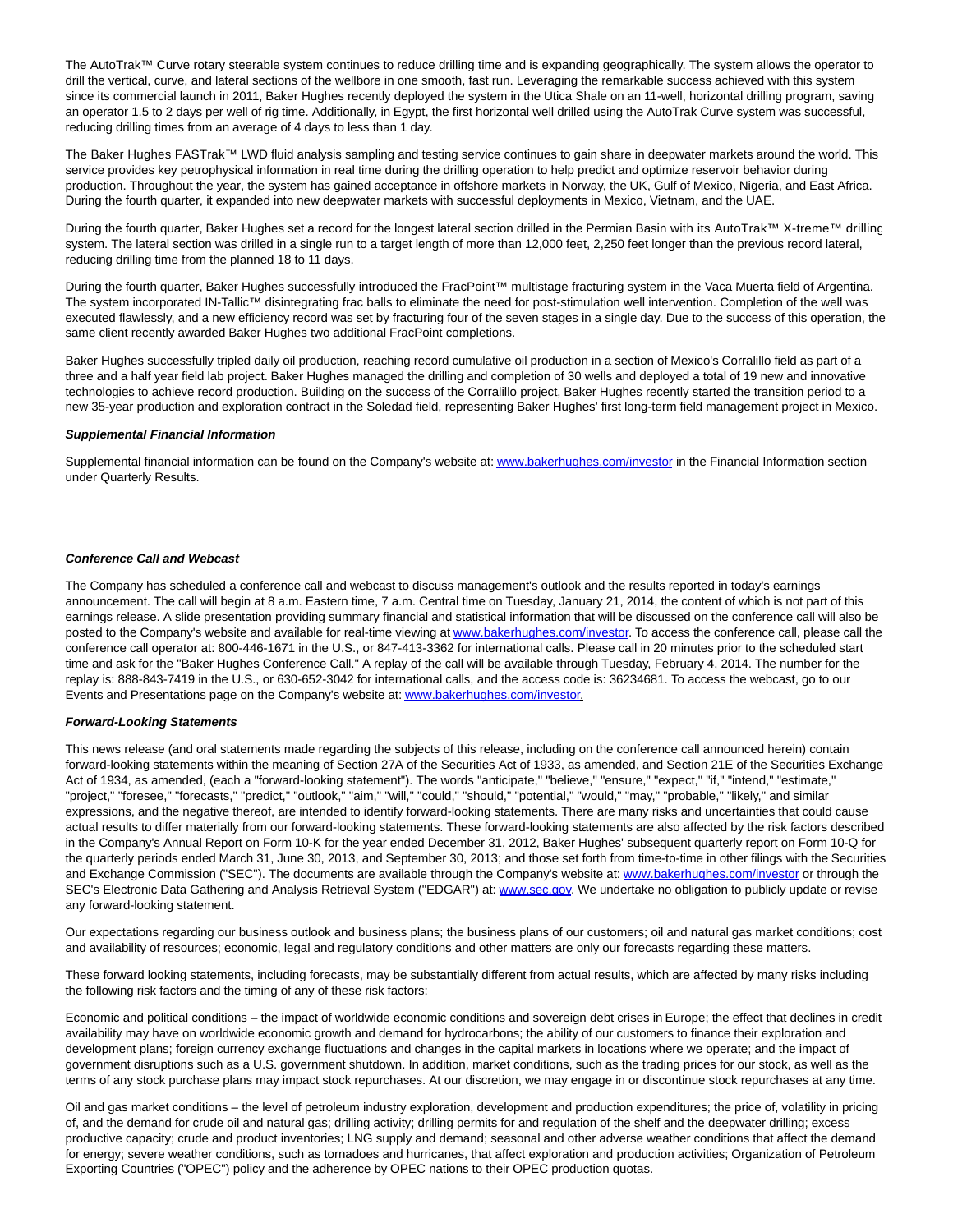The AutoTrak™ Curve rotary steerable system continues to reduce drilling time and is expanding geographically. The system allows the operator to drill the vertical, curve, and lateral sections of the wellbore in one smooth, fast run. Leveraging the remarkable success achieved with this system since its commercial launch in 2011, Baker Hughes recently deployed the system in the Utica Shale on an 11-well, horizontal drilling program, saving an operator 1.5 to 2 days per well of rig time. Additionally, in Egypt, the first horizontal well drilled using the AutoTrak Curve system was successful, reducing drilling times from an average of 4 days to less than 1 day.

The Baker Hughes FASTrak™ LWD fluid analysis sampling and testing service continues to gain share in deepwater markets around the world. This service provides key petrophysical information in real time during the drilling operation to help predict and optimize reservoir behavior during production. Throughout the year, the system has gained acceptance in offshore markets in Norway, the UK, Gulf of Mexico, Nigeria, and East Africa. During the fourth quarter, it expanded into new deepwater markets with successful deployments in Mexico, Vietnam, and the UAE.

During the fourth quarter, Baker Hughes set a record for the longest lateral section drilled in the Permian Basin with its AutoTrak™ X-treme™ drilling system. The lateral section was drilled in a single run to a target length of more than 12,000 feet, 2,250 feet longer than the previous record lateral, reducing drilling time from the planned 18 to 11 days.

During the fourth quarter, Baker Hughes successfully introduced the FracPoint™ multistage fracturing system in the Vaca Muerta field of Argentina. The system incorporated IN-Tallic™ disintegrating frac balls to eliminate the need for post-stimulation well intervention. Completion of the well was executed flawlessly, and a new efficiency record was set by fracturing four of the seven stages in a single day. Due to the success of this operation, the same client recently awarded Baker Hughes two additional FracPoint completions.

Baker Hughes successfully tripled daily oil production, reaching record cumulative oil production in a section of Mexico's Corralillo field as part of a three and a half year field lab project. Baker Hughes managed the drilling and completion of 30 wells and deployed a total of 19 new and innovative technologies to achieve record production. Building on the success of the Corralillo project, Baker Hughes recently started the transition period to a new 35-year production and exploration contract in the Soledad field, representing Baker Hughes' first long-term field management project in Mexico.

***Supplemental Financial Information***

Supplemental financial information can be found on the Company's website at: www.bakerhughes.com/investor in the Financial Information section under Quarterly Results.

***Conference Call and Webcast***

The Company has scheduled a conference call and webcast to discuss management's outlook and the results reported in today's earnings announcement. The call will begin at 8 a.m. Eastern time, 7 a.m. Central time on Tuesday, January 21, 2014, the content of which is not part of this earnings release. A slide presentation providing summary financial and statistical information that will be discussed on the conference call will also be posted to the Company's website and available for real-time viewing at www.bakerhughes.com/investor. To access the conference call, please call the conference call operator at: 800-446-1671 in the U.S., or 847-413-3362 for international calls. Please call in 20 minutes prior to the scheduled start time and ask for the "Baker Hughes Conference Call." A replay of the call will be available through Tuesday, February 4, 2014. The number for the replay is: 888-843-7419 in the U.S., or 630-652-3042 for international calls, and the access code is: 36234681. To access the webcast, go to our Events and Presentations page on the Company's website at: www.bakerhughes.com/investor.

***Forward-Looking Statements***

This news release (and oral statements made regarding the subjects of this release, including on the conference call announced herein) contain forward-looking statements within the meaning of Section 27A of the Securities Act of 1933, as amended, and Section 21E of the Securities Exchange Act of 1934, as amended, (each a "forward-looking statement"). The words "anticipate," "believe," "ensure," "expect," "if," "intend," "estimate," "project," "foresee," "forecasts," "predict," "outlook," "aim," "will," "could," "should," "potential," "would," "may," "probable," "likely," and similar expressions, and the negative thereof, are intended to identify forward-looking statements. There are many risks and uncertainties that could cause actual results to differ materially from our forward-looking statements. These forward-looking statements are also affected by the risk factors described in the Company's Annual Report on Form 10-K for the year ended December 31, 2012, Baker Hughes' subsequent quarterly report on Form 10-Q for the quarterly periods ended March 31, June 30, 2013, and September 30, 2013; and those set forth from time-to-time in other filings with the Securities and Exchange Commission ("SEC"). The documents are available through the Company's website at: www.bakerhughes.com/investor or through the SEC's Electronic Data Gathering and Analysis Retrieval System ("EDGAR") at: www.sec.gov. We undertake no obligation to publicly update or revise any forward-looking statement.

Our expectations regarding our business outlook and business plans; the business plans of our customers; oil and natural gas market conditions; cost and availability of resources; economic, legal and regulatory conditions and other matters are only our forecasts regarding these matters.

These forward looking statements, including forecasts, may be substantially different from actual results, which are affected by many risks including the following risk factors and the timing of any of these risk factors:

Economic and political conditions – the impact of worldwide economic conditions and sovereign debt crises in Europe; the effect that declines in credit availability may have on worldwide economic growth and demand for hydrocarbons; the ability of our customers to finance their exploration and development plans; foreign currency exchange fluctuations and changes in the capital markets in locations where we operate; and the impact of government disruptions such as a U.S. government shutdown. In addition, market conditions, such as the trading prices for our stock, as well as the terms of any stock purchase plans may impact stock repurchases. At our discretion, we may engage in or discontinue stock repurchases at any time.

Oil and gas market conditions – the level of petroleum industry exploration, development and production expenditures; the price of, volatility in pricing of, and the demand for crude oil and natural gas; drilling activity; drilling permits for and regulation of the shelf and the deepwater drilling; excess productive capacity; crude and product inventories; LNG supply and demand; seasonal and other adverse weather conditions that affect the demand for energy; severe weather conditions, such as tornadoes and hurricanes, that affect exploration and production activities; Organization of Petroleum Exporting Countries ("OPEC") policy and the adherence by OPEC nations to their OPEC production quotas.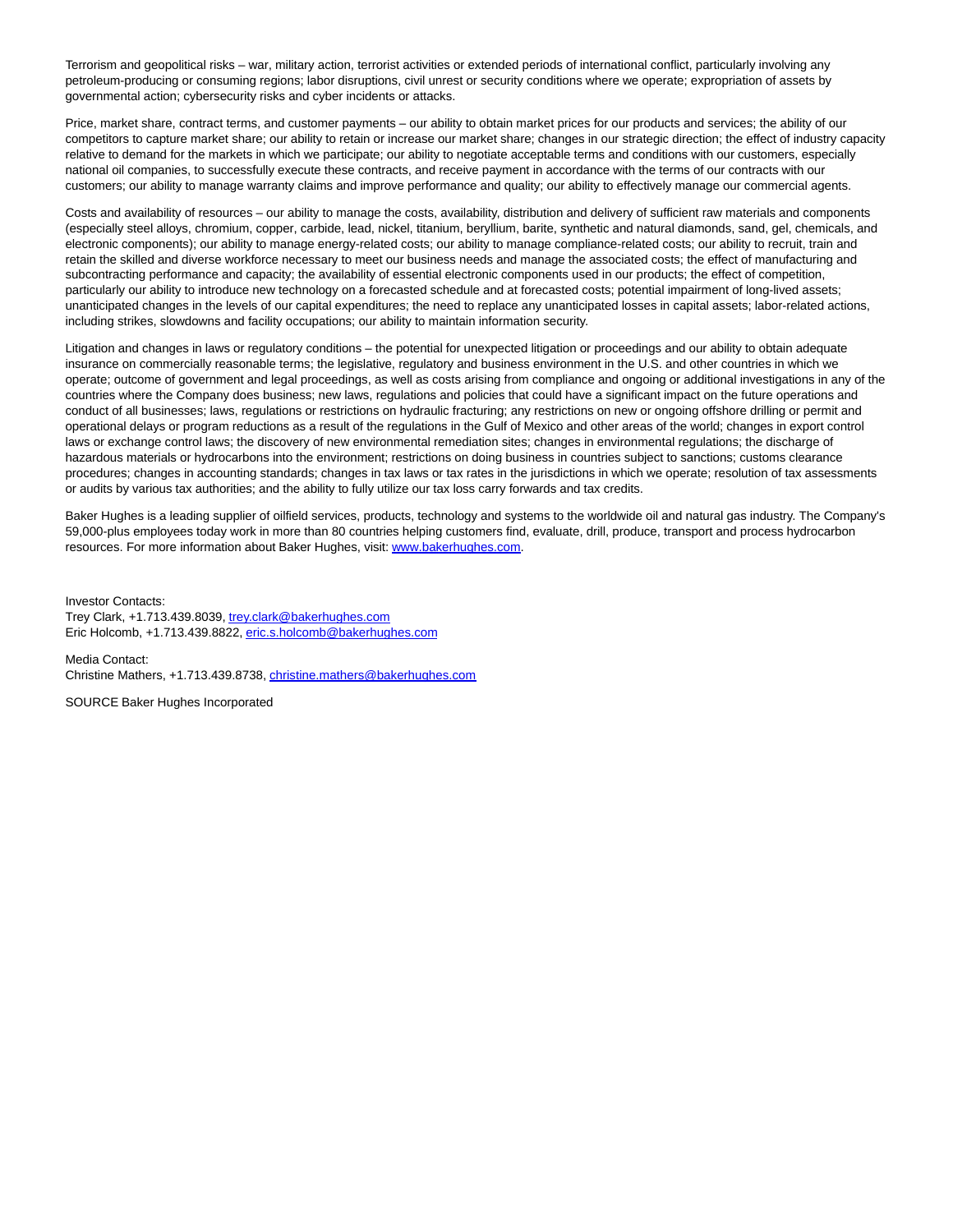Terrorism and geopolitical risks – war, military action, terrorist activities or extended periods of international conflict, particularly involving any petroleum-producing or consuming regions; labor disruptions, civil unrest or security conditions where we operate; expropriation of assets by governmental action; cybersecurity risks and cyber incidents or attacks.

Price, market share, contract terms, and customer payments – our ability to obtain market prices for our products and services; the ability of our competitors to capture market share; our ability to retain or increase our market share; changes in our strategic direction; the effect of industry capacity relative to demand for the markets in which we participate; our ability to negotiate acceptable terms and conditions with our customers, especially national oil companies, to successfully execute these contracts, and receive payment in accordance with the terms of our contracts with our customers; our ability to manage warranty claims and improve performance and quality; our ability to effectively manage our commercial agents.

Costs and availability of resources – our ability to manage the costs, availability, distribution and delivery of sufficient raw materials and components (especially steel alloys, chromium, copper, carbide, lead, nickel, titanium, beryllium, barite, synthetic and natural diamonds, sand, gel, chemicals, and electronic components); our ability to manage energy-related costs; our ability to manage compliance-related costs; our ability to recruit, train and retain the skilled and diverse workforce necessary to meet our business needs and manage the associated costs; the effect of manufacturing and subcontracting performance and capacity; the availability of essential electronic components used in our products; the effect of competition, particularly our ability to introduce new technology on a forecasted schedule and at forecasted costs; potential impairment of long-lived assets; unanticipated changes in the levels of our capital expenditures; the need to replace any unanticipated losses in capital assets; labor-related actions, including strikes, slowdowns and facility occupations; our ability to maintain information security.

Litigation and changes in laws or regulatory conditions – the potential for unexpected litigation or proceedings and our ability to obtain adequate insurance on commercially reasonable terms; the legislative, regulatory and business environment in the U.S. and other countries in which we operate; outcome of government and legal proceedings, as well as costs arising from compliance and ongoing or additional investigations in any of the countries where the Company does business; new laws, regulations and policies that could have a significant impact on the future operations and conduct of all businesses; laws, regulations or restrictions on hydraulic fracturing; any restrictions on new or ongoing offshore drilling or permit and operational delays or program reductions as a result of the regulations in the Gulf of Mexico and other areas of the world; changes in export control laws or exchange control laws; the discovery of new environmental remediation sites; changes in environmental regulations; the discharge of hazardous materials or hydrocarbons into the environment; restrictions on doing business in countries subject to sanctions; customs clearance procedures; changes in accounting standards; changes in tax laws or tax rates in the jurisdictions in which we operate; resolution of tax assessments or audits by various tax authorities; and the ability to fully utilize our tax loss carry forwards and tax credits.

Baker Hughes is a leading supplier of oilfield services, products, technology and systems to the worldwide oil and natural gas industry. The Company's 59,000-plus employees today work in more than 80 countries helping customers find, evaluate, drill, produce, transport and process hydrocarbon resources. For more information about Baker Hughes, visit: www.bakerhughes.com.

Investor Contacts:
Trey Clark, +1.713.439.8039, trey.clark@bakerhughes.com
Eric Holcomb, +1.713.439.8822, eric.s.holcomb@bakerhughes.com

Media Contact:
Christine Mathers, +1.713.439.8738, christine.mathers@bakerhughes.com

SOURCE Baker Hughes Incorporated